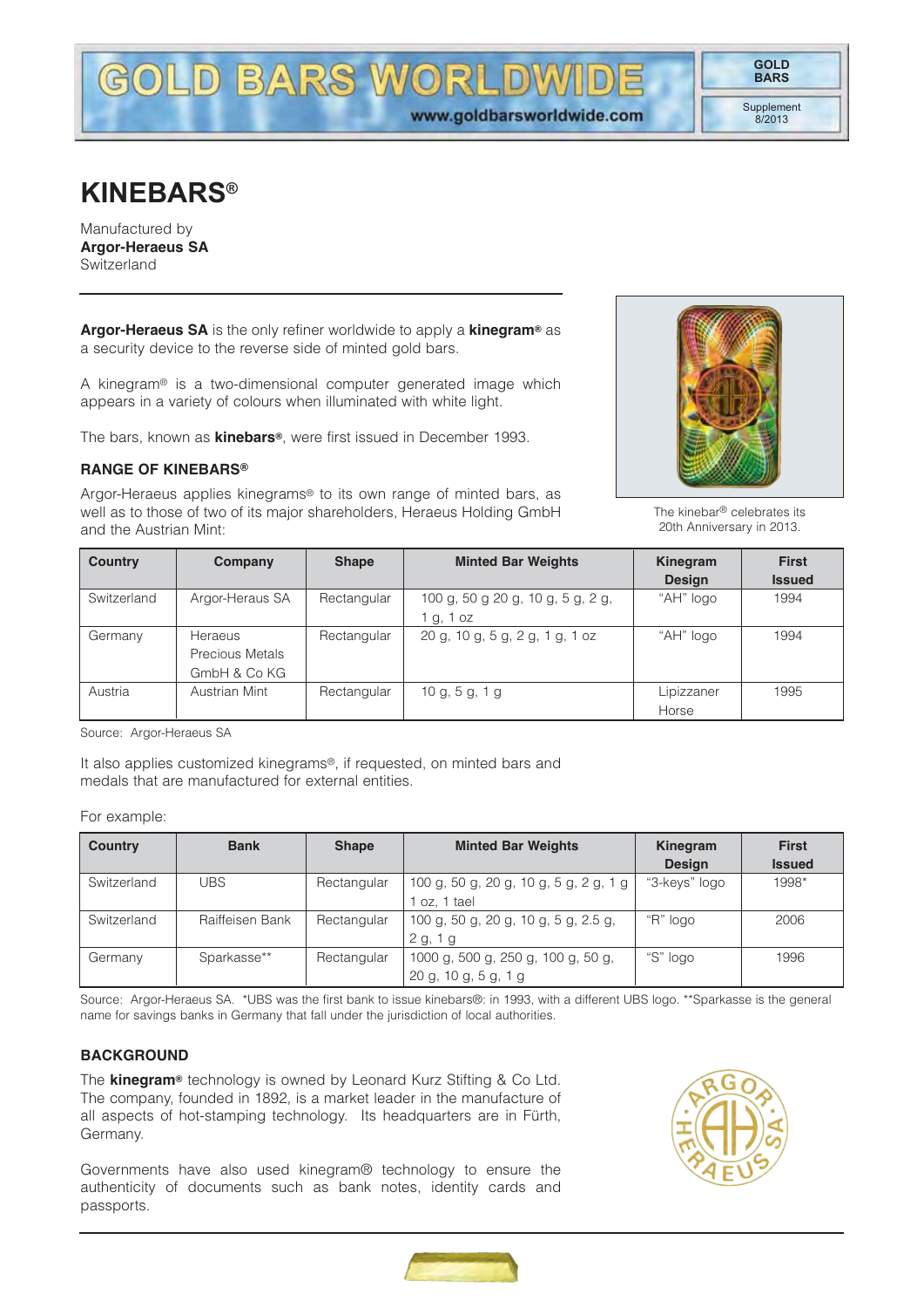# KINEBARS®

Manufactured by
**Argor-Heraeus SA**
Switzerland

**Argor-Heraeus SA** is the only refiner worldwide to apply a **kinegram®** as a security device to the reverse side of minted gold bars.

A kinegram® is a two-dimensional computer generated image which appears in a variety of colours when illuminated with white light.

The bars, known as **kinebars®**, were first issued in December 1993.

The kinebar® celebrates its 20th Anniversary in 2013.

### RANGE OF KINEBARS®

Argor-Heraeus applies kinegrams® to its own range of minted bars, as well as to those of two of its major shareholders, Heraeus Holding GmbH and the Austrian Mint:

| Country | Company | Shape | Minted Bar Weights | Kinegram Design | First Issued |
|---|---|---|---|---|---|
| Switzerland | Argor-Heraus SA | Rectangular | 100 g, 50 g 20 g, 10 g, 5 g, 2 g, 1 g, 1 oz | "AH" logo | 1994 |
| Germany | Heraeus Precious Metals GmbH & Co KG | Rectangular | 20 g, 10 g, 5 g, 2 g, 1 g, 1 oz | "AH" logo | 1994 |
| Austria | Austrian Mint | Rectangular | 10 g, 5 g, 1 g | Lipizzaner Horse | 1995 |

Source: Argor-Heraeus SA

It also applies customized kinegrams®, if requested, on minted bars and medals that are manufactured for external entities.

For example:

| Country | Bank | Shape | Minted Bar Weights | Kinegram Design | First Issued |
|---|---|---|---|---|---|
| Switzerland | UBS | Rectangular | 100 g, 50 g, 20 g, 10 g, 5 g, 2 g, 1 g 1 oz, 1 tael | "3-keys" logo | 1998* |
| Switzerland | Raiffeisen Bank | Rectangular | 100 g, 50 g, 20 g, 10 g, 5 g, 2.5 g, 2 g, 1 g | "R" logo | 2006 |
| Germany | Sparkasse** | Rectangular | 1000 g, 500 g, 250 g, 100 g, 50 g, 20 g, 10 g, 5 g, 1 g | "S" logo | 1996 |

Source: Argor-Heraeus SA. *UBS was the first bank to issue kinebars®: in 1993, with a different UBS logo. **Sparkasse is the general name for savings banks in Germany that fall under the jurisdiction of local authorities.

### BACKGROUND

The **kinegram®** technology is owned by Leonard Kurz Stifting & Co Ltd. The company, founded in 1892, is a market leader in the manufacture of all aspects of hot-stamping technology. Its headquarters are in Fürth, Germany.

Governments have also used kinegram® technology to ensure the authenticity of documents such as bank notes, identity cards and passports.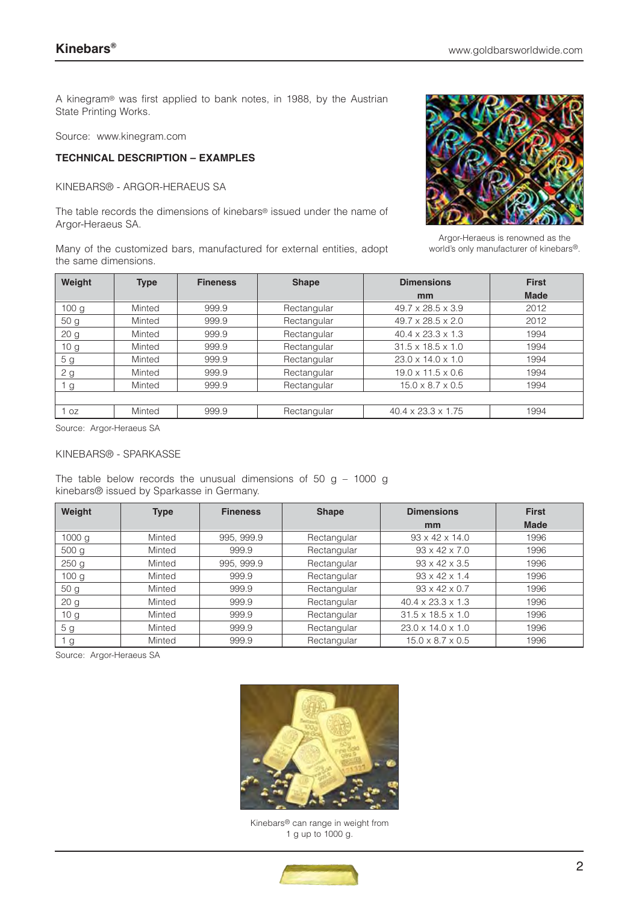A kinegram® was first applied to bank notes, in 1988, by the Austrian State Printing Works.

Source: www.kinegram.com

**TECHNICAL DESCRIPTION – EXAMPLES**

KINEBARS® - ARGOR-HERAEUS SA

The table records the dimensions of kinebars® issued under the name of Argor-Heraeus SA.

Many of the customized bars, manufactured for external entities, adopt the same dimensions.

Argor-Heraeus is renowned as the world's only manufacturer of kinebars®.

| Weight | Type | Fineness | Shape | Dimensions mm | First Made |
|---|---|---|---|---|---|
| 100 g | Minted | 999.9 | Rectangular | 49.7 x 28.5 x 3.9 | 2012 |
| 50 g | Minted | 999.9 | Rectangular | 49.7 x 28.5 x 2.0 | 2012 |
| 20 g | Minted | 999.9 | Rectangular | 40.4 x 23.3 x 1.3 | 1994 |
| 10 g | Minted | 999.9 | Rectangular | 31.5 x 18.5 x 1.0 | 1994 |
| 5 g | Minted | 999.9 | Rectangular | 23.0 x 14.0 x 1.0 | 1994 |
| 2 g | Minted | 999.9 | Rectangular | 19.0 x 11.5 x 0.6 | 1994 |
| 1 g | Minted | 999.9 | Rectangular | 15.0 x 8.7 x 0.5 | 1994 |
| | | | | | |
| 1 oz | Minted | 999.9 | Rectangular | 40.4 x 23.3 x 1.75 | 1994 |

Source: Argor-Heraeus SA

KINEBARS® - SPARKASSE

The table below records the unusual dimensions of 50 g – 1000 g kinebars® issued by Sparkasse in Germany.

| Weight | Type | Fineness | Shape | Dimensions mm | First Made |
|---|---|---|---|---|---|
| 1000 g | Minted | 995, 999.9 | Rectangular | 93 x 42 x 14.0 | 1996 |
| 500 g | Minted | 999.9 | Rectangular | 93 x 42 x 7.0 | 1996 |
| 250 g | Minted | 995, 999.9 | Rectangular | 93 x 42 x 3.5 | 1996 |
| 100 g | Minted | 999.9 | Rectangular | 93 x 42 x 1.4 | 1996 |
| 50 g | Minted | 999.9 | Rectangular | 93 x 42 x 0.7 | 1996 |
| 20 g | Minted | 999.9 | Rectangular | 40.4 x 23.3 x 1.3 | 1996 |
| 10 g | Minted | 999.9 | Rectangular | 31.5 x 18.5 x 1.0 | 1996 |
| 5 g | Minted | 999.9 | Rectangular | 23.0 x 14.0 x 1.0 | 1996 |
| 1 g | Minted | 999.9 | Rectangular | 15.0 x 8.7 x 0.5 | 1996 |

Source: Argor-Heraeus SA

Kinebars® can range in weight from 1 g up to 1000 g.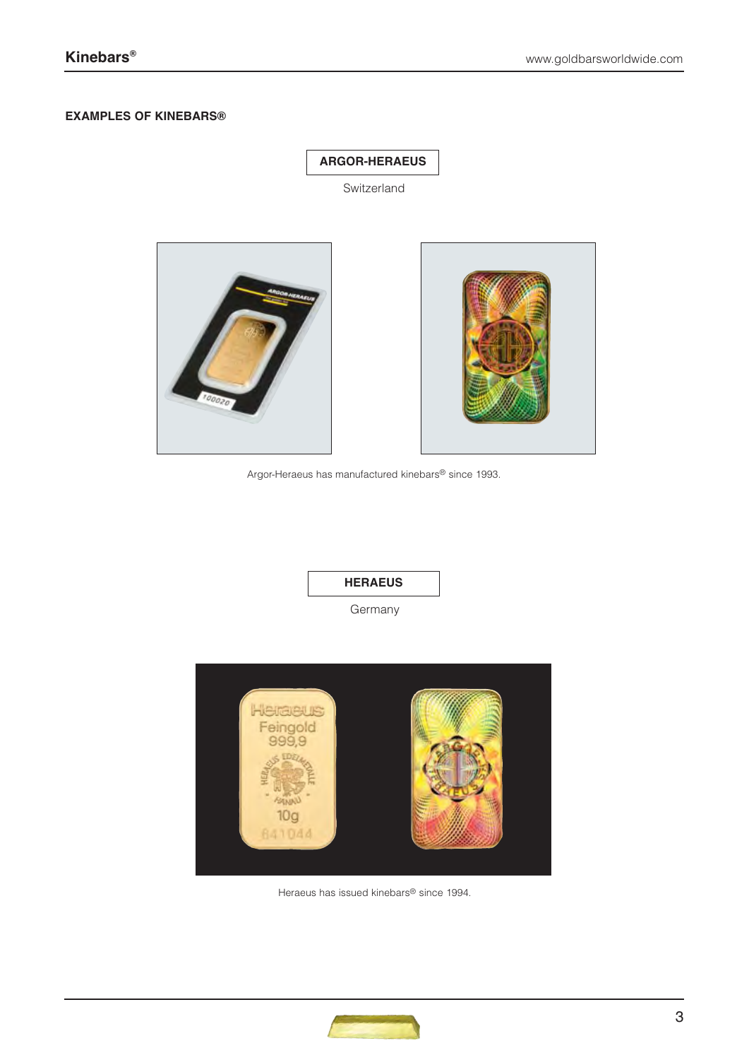## EXAMPLES OF KINEBARS®

### ARGOR-HERAEUS

Switzerland

Argor-Heraeus has manufactured kinebars® since 1993.

### HERAEUS

Germany

Heraeus has issued kinebars® since 1994.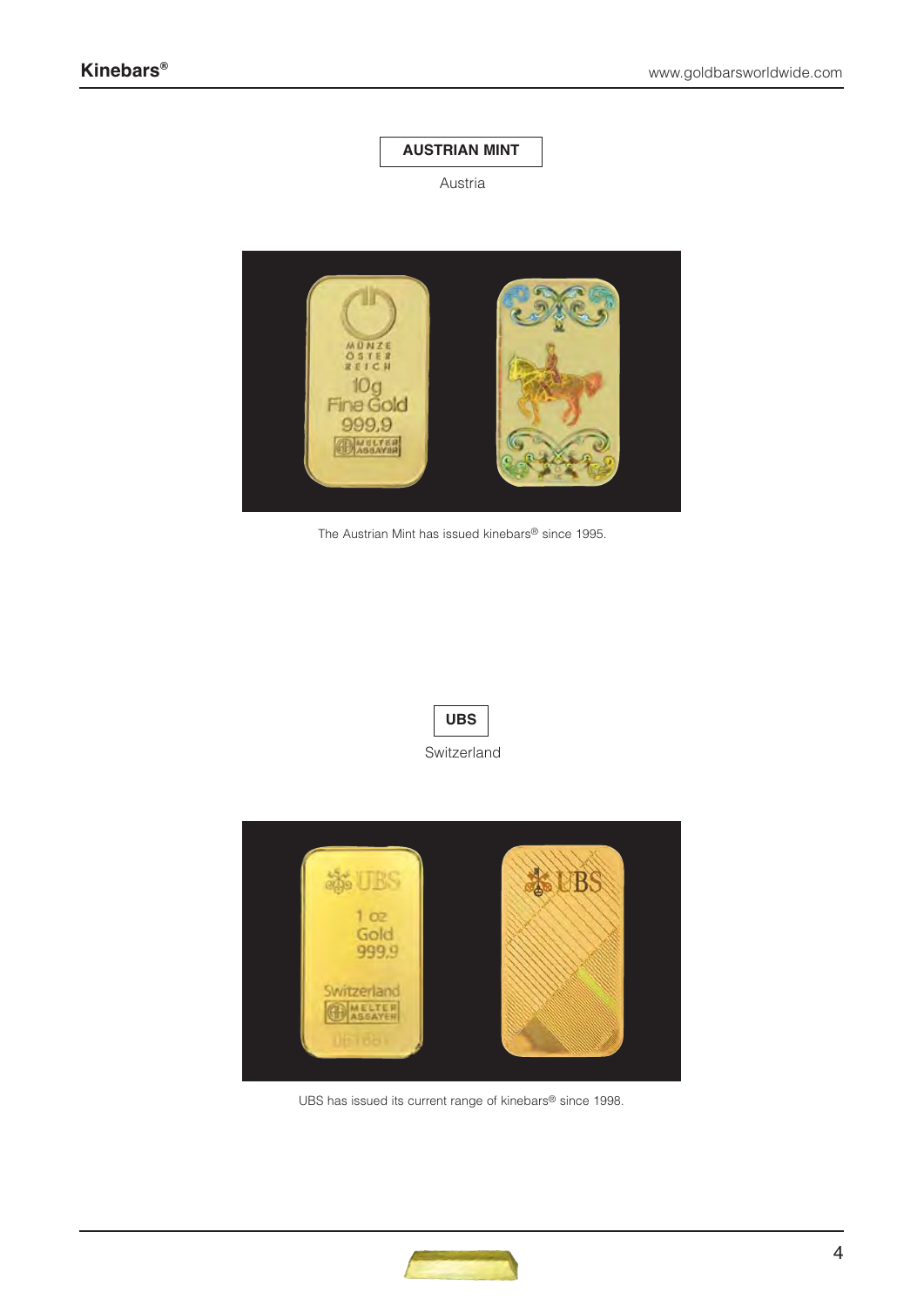**AUSTRIAN MINT**

Austria

The Austrian Mint has issued kinebars® since 1995.

**UBS**

Switzerland

UBS has issued its current range of kinebars® since 1998.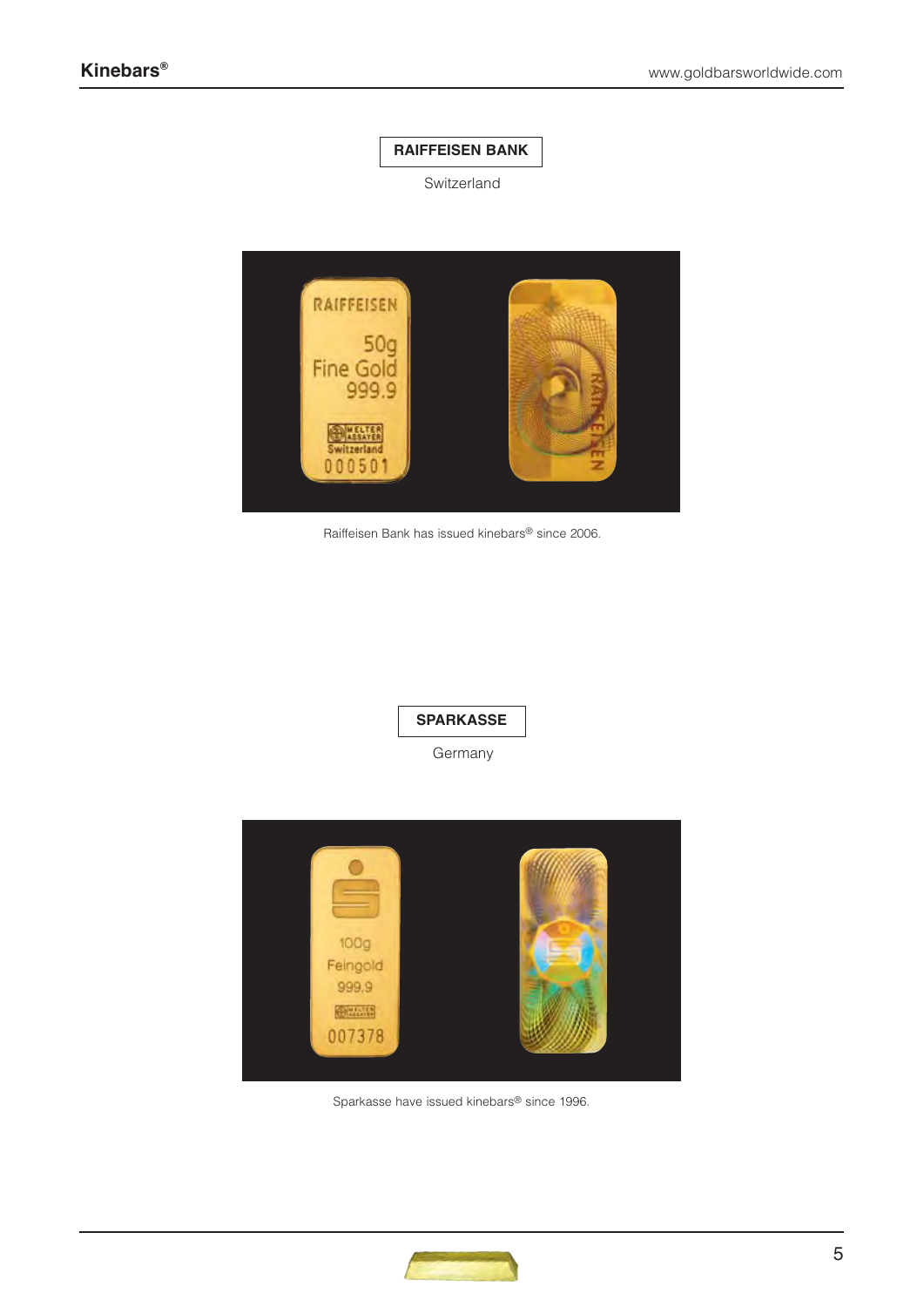## RAIFFEISEN BANK

Switzerland

Raiffeisen Bank has issued kinebars® since 2006.

## SPARKASSE

Germany

Sparkasse have issued kinebars® since 1996.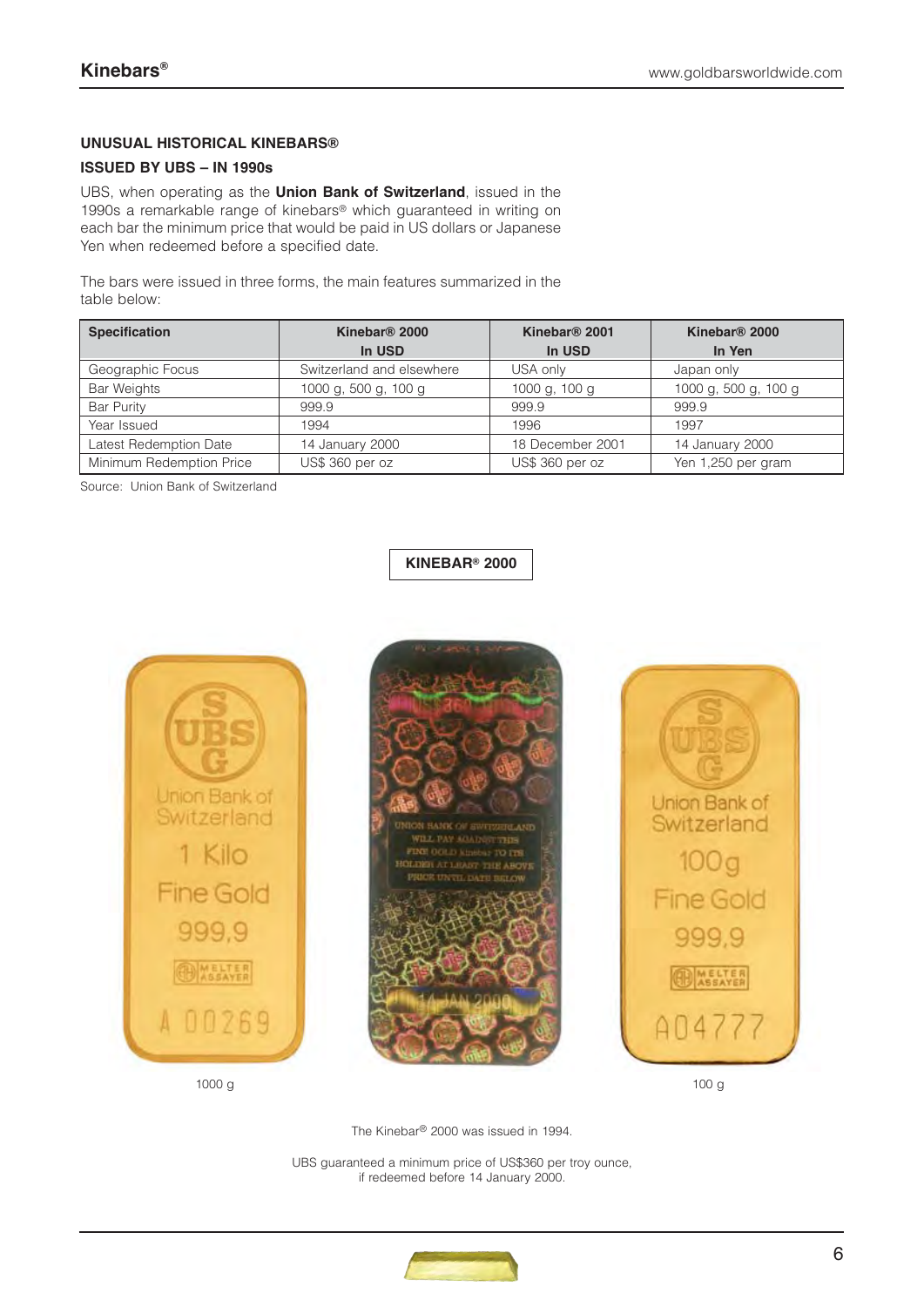### UNUSUAL HISTORICAL KINEBARS®

### ISSUED BY UBS – IN 1990s

UBS, when operating as the **Union Bank of Switzerland**, issued in the 1990s a remarkable range of kinebars® which guaranteed in writing on each bar the minimum price that would be paid in US dollars or Japanese Yen when redeemed before a specified date.

The bars were issued in three forms, the main features summarized in the table below:

| Specification | Kinebar® 2000 In USD | Kinebar® 2001 In USD | Kinebar® 2000 In Yen |
|---|---|---|---|
| Geographic Focus | Switzerland and elsewhere | USA only | Japan only |
| Bar Weights | 1000 g, 500 g, 100 g | 1000 g, 100 g | 1000 g, 500 g, 100 g |
| Bar Purity | 999.9 | 999.9 | 999.9 |
| Year Issued | 1994 | 1996 | 1997 |
| Latest Redemption Date | 14 January 2000 | 18 December 2001 | 14 January 2000 |
| Minimum Redemption Price | US$ 360 per oz | US$ 360 per oz | Yen 1,250 per gram |

Source: Union Bank of Switzerland

**KINEBAR® 2000**

1000 g

100 g

The Kinebar® 2000 was issued in 1994.

UBS guaranteed a minimum price of US$360 per troy ounce, if redeemed before 14 January 2000.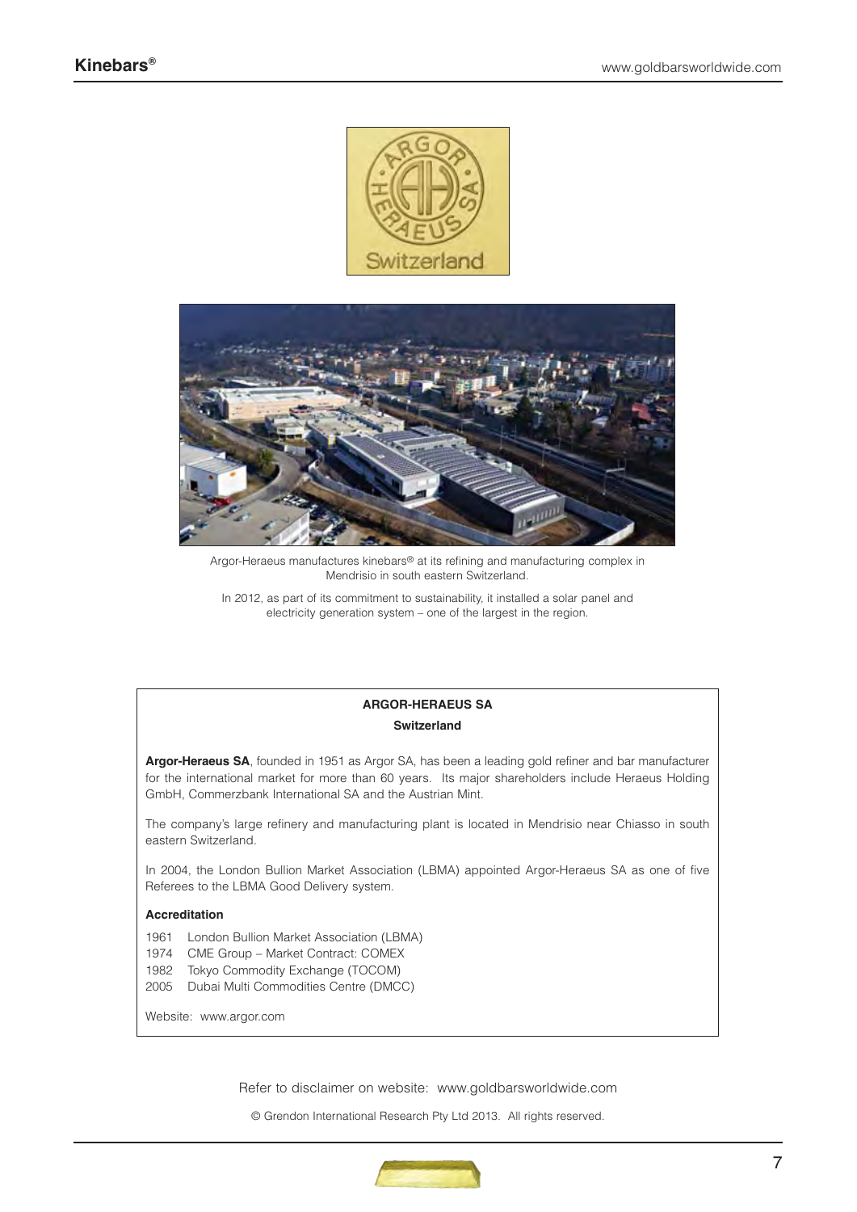Argor-Heraeus manufactures kinebars® at its refining and manufacturing complex in Mendrisio in south eastern Switzerland.

In 2012, as part of its commitment to sustainability, it installed a solar panel and electricity generation system – one of the largest in the region.

## ARGOR-HERAEUS SA

### Switzerland

**Argor-Heraeus SA**, founded in 1951 as Argor SA, has been a leading gold refiner and bar manufacturer for the international market for more than 60 years. Its major shareholders include Heraeus Holding GmbH, Commerzbank International SA and the Austrian Mint.

The company's large refinery and manufacturing plant is located in Mendrisio near Chiasso in south eastern Switzerland.

In 2004, the London Bullion Market Association (LBMA) appointed Argor-Heraeus SA as one of five Referees to the LBMA Good Delivery system.

**Accreditation**

- 1961 London Bullion Market Association (LBMA)
- 1974 CME Group – Market Contract: COMEX
- 1982 Tokyo Commodity Exchange (TOCOM)
- 2005 Dubai Multi Commodities Centre (DMCC)

Website: www.argor.com

Refer to disclaimer on website: www.goldbarsworldwide.com

© Grendon International Research Pty Ltd 2013. All rights reserved.